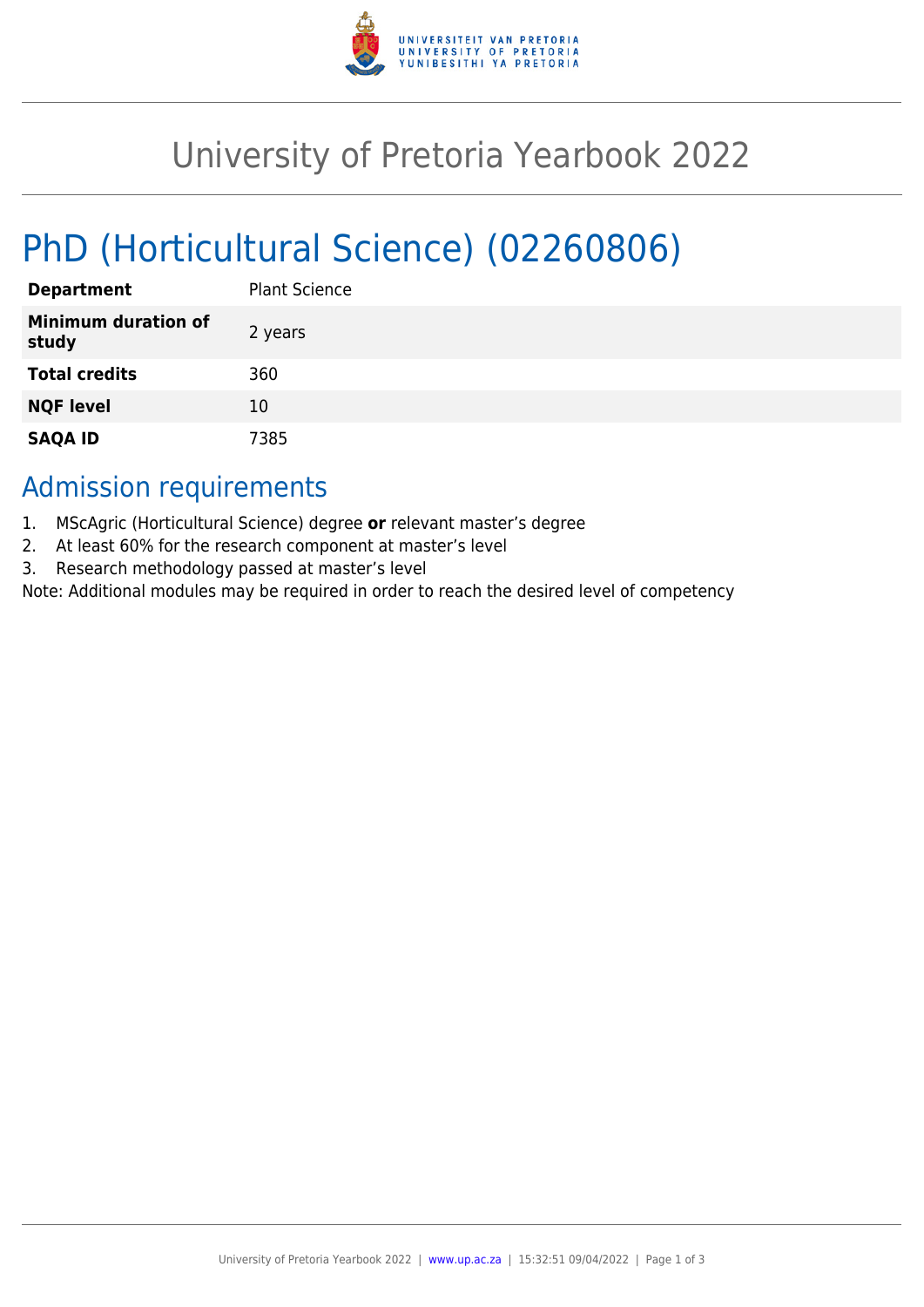# University of Pretoria Yearbook 2022

# PhD (Horticultural Science) (02260806)

| | |
|---|---|
| **Department** | Plant Science |
| **Minimum duration of study** | 2 years |
| **Total credits** | 360 |
| **NQF level** | 10 |
| **SAQA ID** | 7385 |

## Admission requirements

1. MScAgric (Horticultural Science) degree **or** relevant master's degree
2. At least 60% for the research component at master's level
3. Research methodology passed at master's level

Note: Additional modules may be required in order to reach the desired level of competency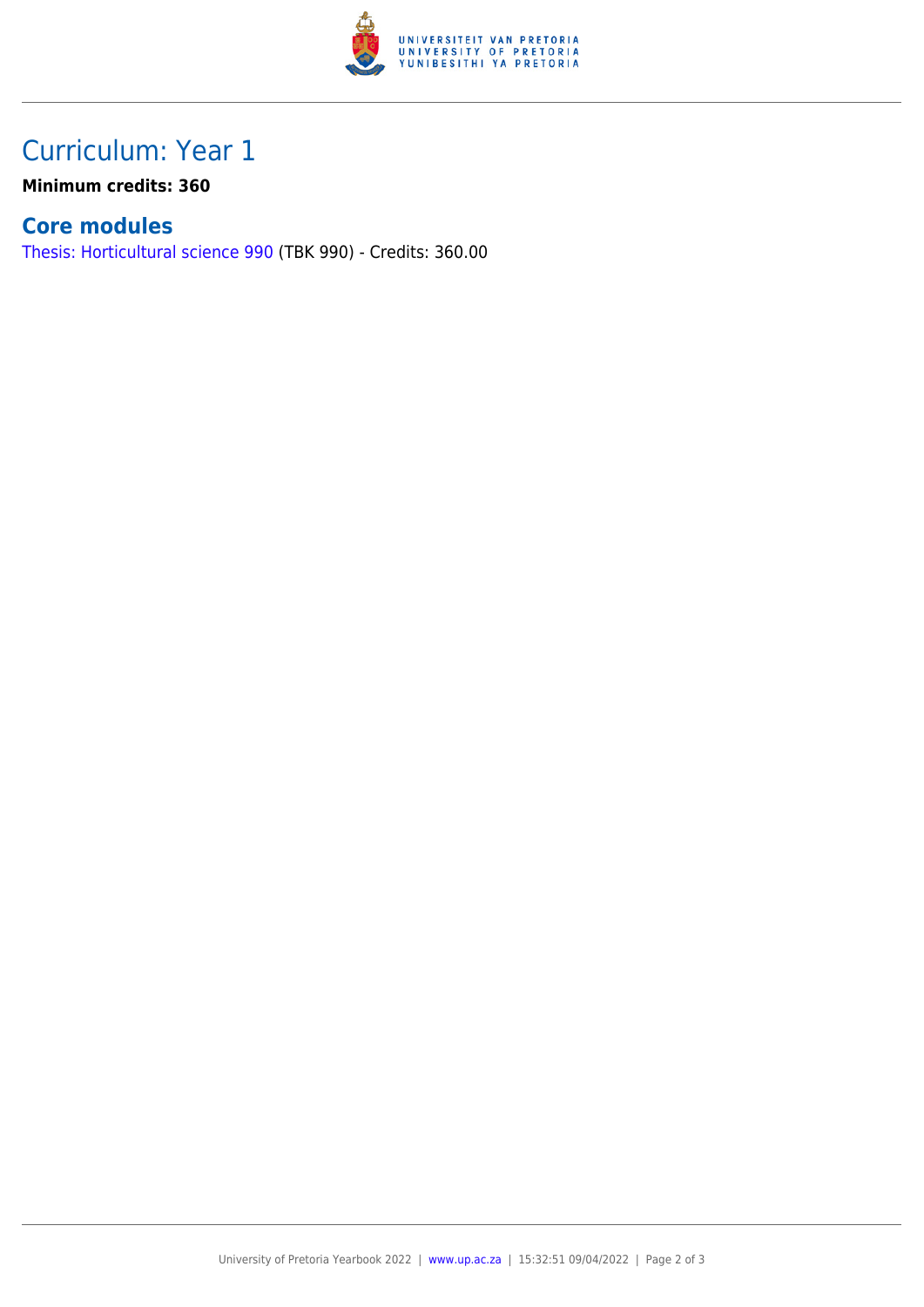## Curriculum: Year 1

**Minimum credits: 360**

### Core modules

Thesis: Horticultural science 990 (TBK 990) - Credits: 360.00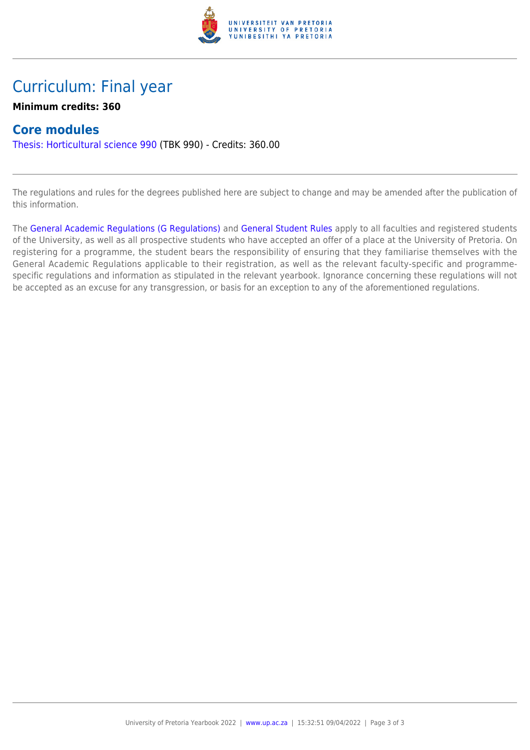# Curriculum: Final year

**Minimum credits: 360**

## Core modules

Thesis: Horticultural science 990 (TBK 990) - Credits: 360.00

The regulations and rules for the degrees published here are subject to change and may be amended after the publication of this information.

The General Academic Regulations (G Regulations) and General Student Rules apply to all faculties and registered students of the University, as well as all prospective students who have accepted an offer of a place at the University of Pretoria. On registering for a programme, the student bears the responsibility of ensuring that they familiarise themselves with the General Academic Regulations applicable to their registration, as well as the relevant faculty-specific and programme-specific regulations and information as stipulated in the relevant yearbook. Ignorance concerning these regulations will not be accepted as an excuse for any transgression, or basis for an exception to any of the aforementioned regulations.